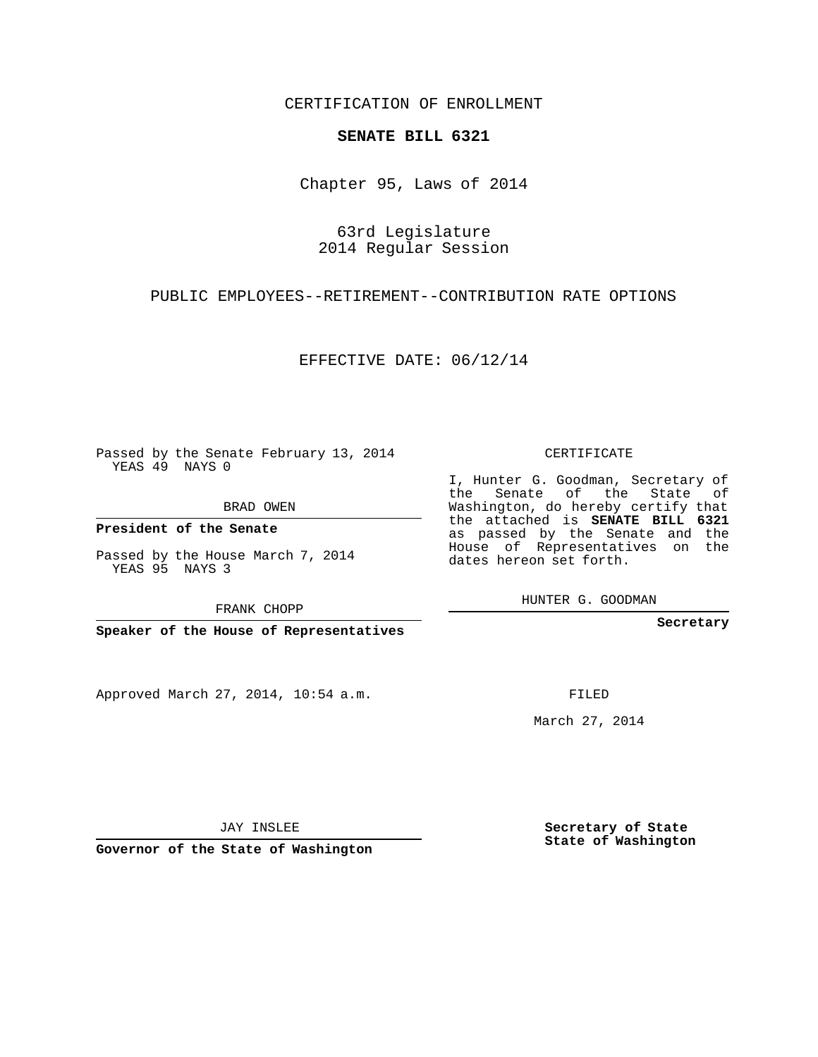CERTIFICATION OF ENROLLMENT

**SENATE BILL 6321**

Chapter 95, Laws of 2014

63rd Legislature
2014 Regular Session

PUBLIC EMPLOYEES--RETIREMENT--CONTRIBUTION RATE OPTIONS

EFFECTIVE DATE: 06/12/14

Passed by the Senate February 13, 2014
YEAS 49 NAYS 0

BRAD OWEN

**President of the Senate**

Passed by the House March 7, 2014
YEAS 95 NAYS 3

FRANK CHOPP

**Speaker of the House of Representatives**

CERTIFICATE

I, Hunter G. Goodman, Secretary of the Senate of the State of Washington, do hereby certify that the attached is **SENATE BILL 6321** as passed by the Senate and the House of Representatives on the dates hereon set forth.

HUNTER G. GOODMAN

**Secretary**

Approved March 27, 2014, 10:54 a.m.

FILED

March 27, 2014

JAY INSLEE

**Governor of the State of Washington**

**Secretary of State**
**State of Washington**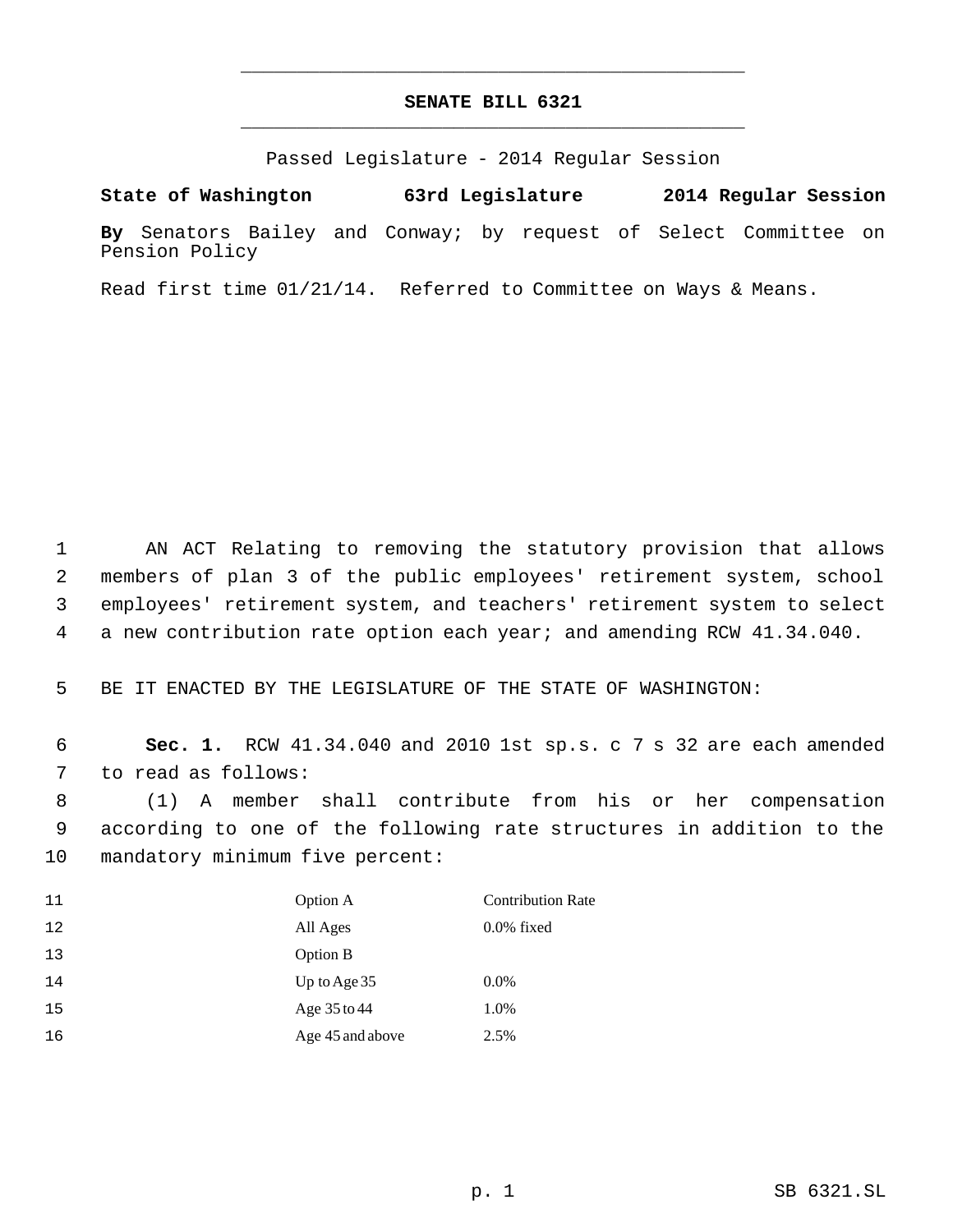# SENATE BILL 6321

Passed Legislature - 2014 Regular Session

**State of Washington 63rd Legislature 2014 Regular Session**

**By** Senators Bailey and Conway; by request of Select Committee on Pension Policy

Read first time 01/21/14. Referred to Committee on Ways & Means.

AN ACT Relating to removing the statutory provision that allows members of plan 3 of the public employees' retirement system, school employees' retirement system, and teachers' retirement system to select a new contribution rate option each year; and amending RCW 41.34.040.

BE IT ENACTED BY THE LEGISLATURE OF THE STATE OF WASHINGTON:

**Sec. 1.** RCW 41.34.040 and 2010 1st sp.s. c 7 s 32 are each amended to read as follows:

(1) A member shall contribute from his or her compensation according to one of the following rate structures in addition to the mandatory minimum five percent:

| Option A | Contribution Rate |
|---|---|
| All Ages | 0.0% fixed |
| Option B | |
| Up to Age 35 | 0.0% |
| Age 35 to 44 | 1.0% |
| Age 45 and above | 2.5% |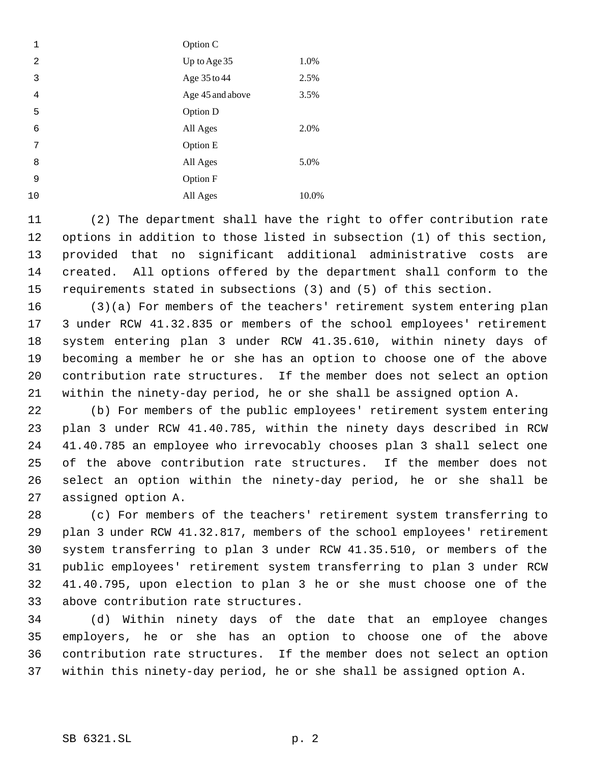| | |
|---|---|
| Option C | |
| Up to Age 35 | 1.0% |
| Age 35 to 44 | 2.5% |
| Age 45 and above | 3.5% |
| Option D | |
| All Ages | 2.0% |
| Option E | |
| All Ages | 5.0% |
| Option F | |
| All Ages | 10.0% |

(2) The department shall have the right to offer contribution rate options in addition to those listed in subsection (1) of this section, provided that no significant additional administrative costs are created. All options offered by the department shall conform to the requirements stated in subsections (3) and (5) of this section.

(3)(a) For members of the teachers' retirement system entering plan 3 under RCW 41.32.835 or members of the school employees' retirement system entering plan 3 under RCW 41.35.610, within ninety days of becoming a member he or she has an option to choose one of the above contribution rate structures. If the member does not select an option within the ninety-day period, he or she shall be assigned option A.

(b) For members of the public employees' retirement system entering plan 3 under RCW 41.40.785, within the ninety days described in RCW 41.40.785 an employee who irrevocably chooses plan 3 shall select one of the above contribution rate structures. If the member does not select an option within the ninety-day period, he or she shall be assigned option A.

(c) For members of the teachers' retirement system transferring to plan 3 under RCW 41.32.817, members of the school employees' retirement system transferring to plan 3 under RCW 41.35.510, or members of the public employees' retirement system transferring to plan 3 under RCW 41.40.795, upon election to plan 3 he or she must choose one of the above contribution rate structures.

(d) Within ninety days of the date that an employee changes employers, he or she has an option to choose one of the above contribution rate structures. If the member does not select an option within this ninety-day period, he or she shall be assigned option A.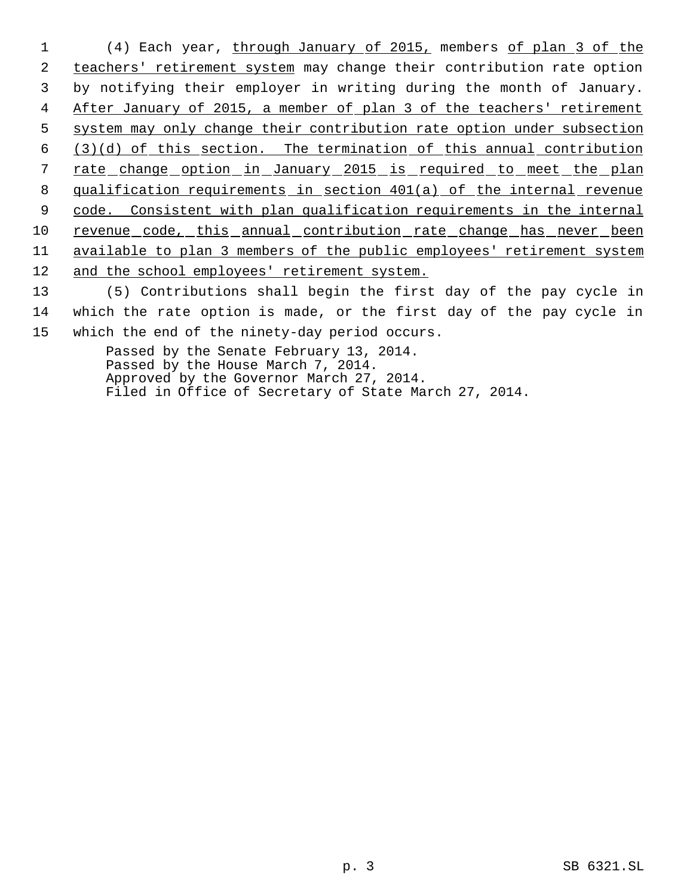(4) Each year, through January of 2015, members of plan 3 of the teachers' retirement system may change their contribution rate option by notifying their employer in writing during the month of January. After January of 2015, a member of plan 3 of the teachers' retirement system may only change their contribution rate option under subsection (3)(d) of this section. The termination of this annual contribution rate change option in January 2015 is required to meet the plan qualification requirements in section 401(a) of the internal revenue code. Consistent with plan qualification requirements in the internal revenue code, this annual contribution rate change has never been available to plan 3 members of the public employees' retirement system and the school employees' retirement system.

(5) Contributions shall begin the first day of the pay cycle in which the rate option is made, or the first day of the pay cycle in which the end of the ninety-day period occurs.

Passed by the Senate February 13, 2014.
Passed by the House March 7, 2014.
Approved by the Governor March 27, 2014.
Filed in Office of Secretary of State March 27, 2014.